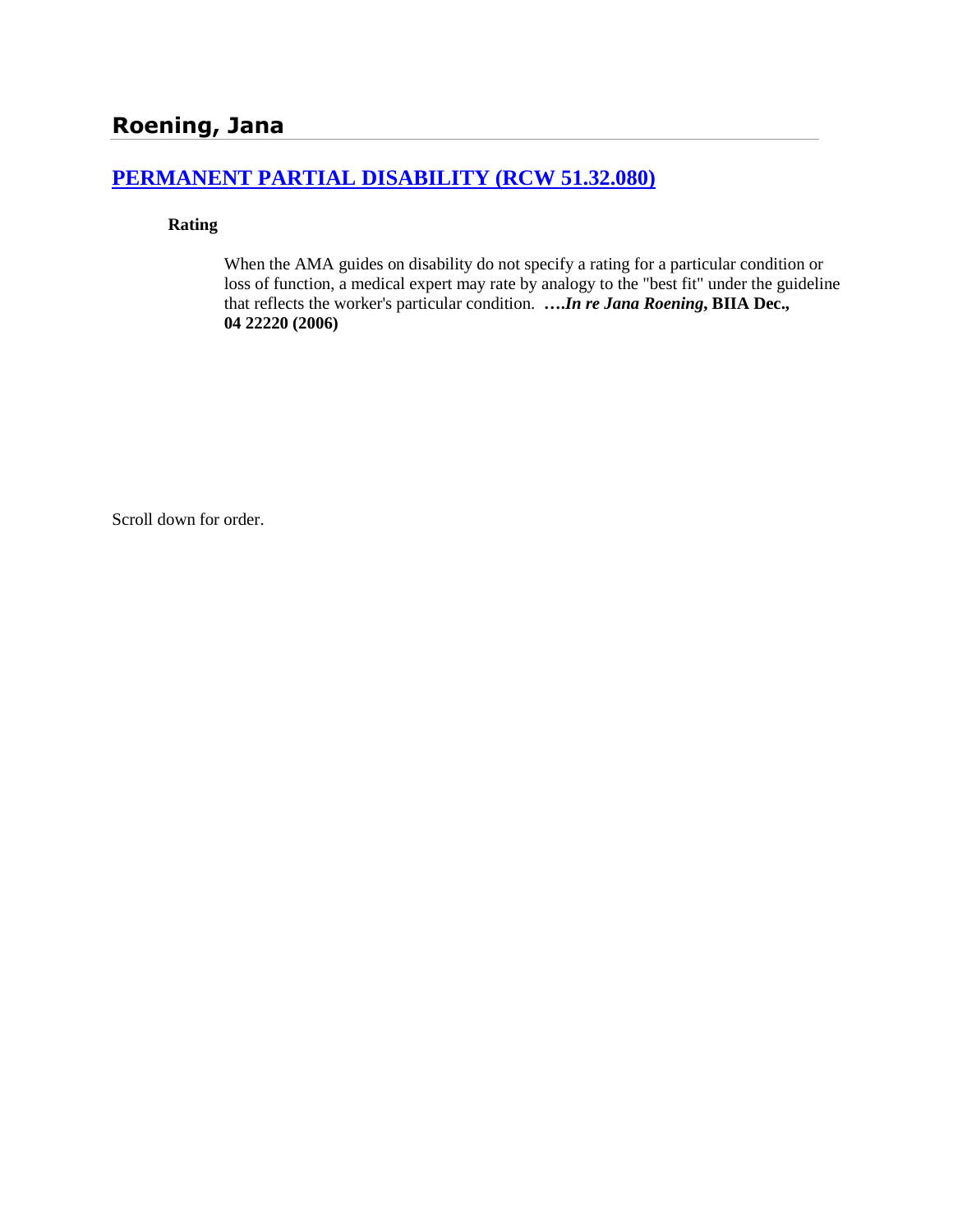## Roening, Jana

### [PERMANENT PARTIAL DISABILITY (RCW 51.32.080)]

**Rating**

When the AMA guides on disability do not specify a rating for a particular condition or loss of function, a medical expert may rate by analogy to the "best fit" under the guideline that reflects the worker's particular condition. ****….In re Jana Roening*, BIIA Dec., 04 22220 (2006)**

Scroll down for order.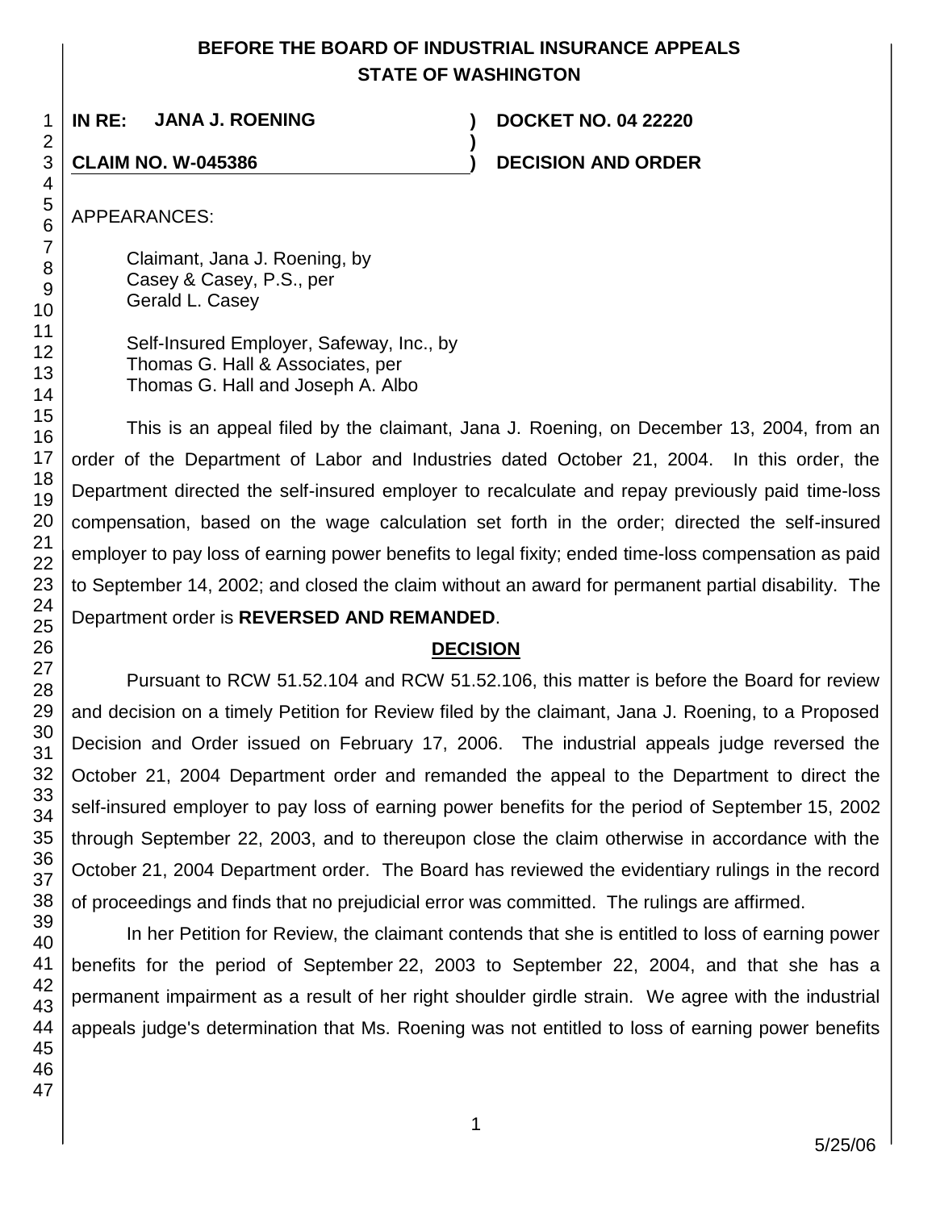**BEFORE THE BOARD OF INDUSTRIAL INSURANCE APPEALS**
**STATE OF WASHINGTON**

| | | |
|---|---|---|
| **IN RE: JANA J. ROENING** | **)** | **DOCKET NO. 04 22220** |
| | **)** | |
| **CLAIM NO. W-045386** | **)** | **DECISION AND ORDER** |

APPEARANCES:

Claimant, Jana J. Roening, by
Casey & Casey, P.S., per
Gerald L. Casey

Self-Insured Employer, Safeway, Inc., by
Thomas G. Hall & Associates, per
Thomas G. Hall and Joseph A. Albo

This is an appeal filed by the claimant, Jana J. Roening, on December 13, 2004, from an order of the Department of Labor and Industries dated October 21, 2004. In this order, the Department directed the self-insured employer to recalculate and repay previously paid time-loss compensation, based on the wage calculation set forth in the order; directed the self-insured employer to pay loss of earning power benefits to legal fixity; ended time-loss compensation as paid to September 14, 2002; and closed the claim without an award for permanent partial disability. The Department order is **REVERSED AND REMANDED**.

## DECISION

Pursuant to RCW 51.52.104 and RCW 51.52.106, this matter is before the Board for review and decision on a timely Petition for Review filed by the claimant, Jana J. Roening, to a Proposed Decision and Order issued on February 17, 2006. The industrial appeals judge reversed the October 21, 2004 Department order and remanded the appeal to the Department to direct the self-insured employer to pay loss of earning power benefits for the period of September 15, 2002 through September 22, 2003, and to thereupon close the claim otherwise in accordance with the October 21, 2004 Department order. The Board has reviewed the evidentiary rulings in the record of proceedings and finds that no prejudicial error was committed. The rulings are affirmed.

In her Petition for Review, the claimant contends that she is entitled to loss of earning power benefits for the period of September 22, 2003 to September 22, 2004, and that she has a permanent impairment as a result of her right shoulder girdle strain. We agree with the industrial appeals judge's determination that Ms. Roening was not entitled to loss of earning power benefits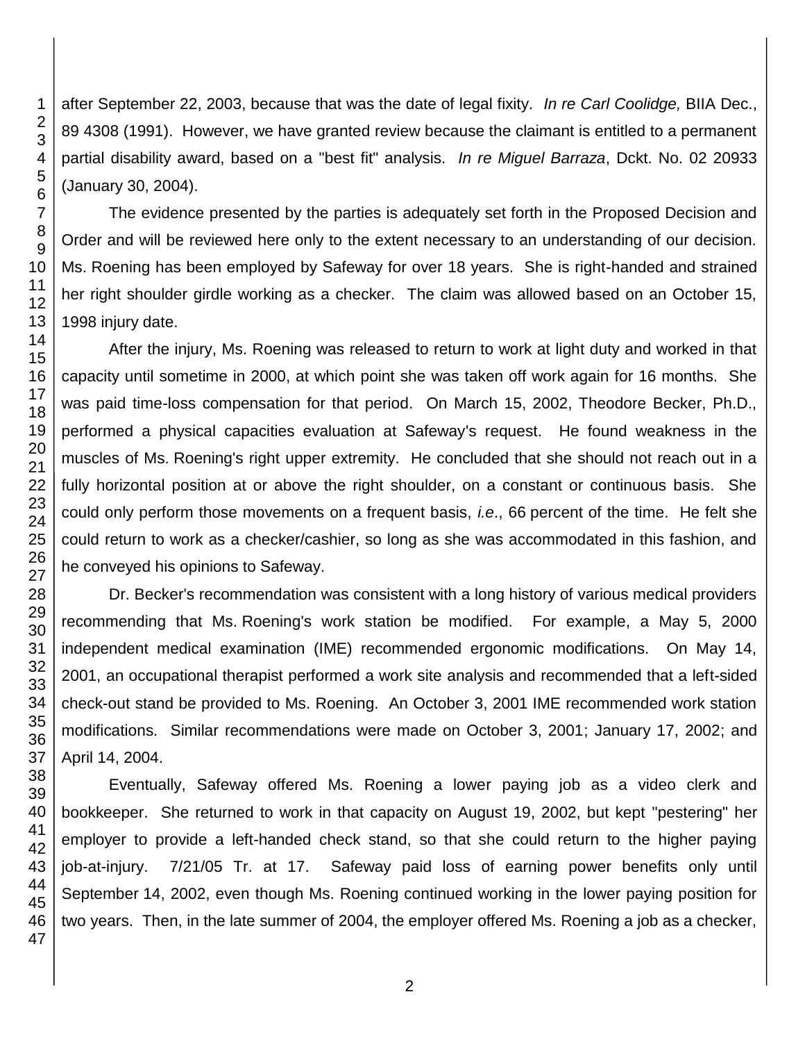after September 22, 2003, because that was the date of legal fixity. *In re Carl Coolidge,* BIIA Dec., 89 4308 (1991). However, we have granted review because the claimant is entitled to a permanent partial disability award, based on a "best fit" analysis. *In re Miguel Barraza*, Dckt. No. 02 20933 (January 30, 2004).

The evidence presented by the parties is adequately set forth in the Proposed Decision and Order and will be reviewed here only to the extent necessary to an understanding of our decision. Ms. Roening has been employed by Safeway for over 18 years. She is right-handed and strained her right shoulder girdle working as a checker. The claim was allowed based on an October 15, 1998 injury date.

After the injury, Ms. Roening was released to return to work at light duty and worked in that capacity until sometime in 2000, at which point she was taken off work again for 16 months. She was paid time-loss compensation for that period. On March 15, 2002, Theodore Becker, Ph.D., performed a physical capacities evaluation at Safeway's request. He found weakness in the muscles of Ms. Roening's right upper extremity. He concluded that she should not reach out in a fully horizontal position at or above the right shoulder, on a constant or continuous basis. She could only perform those movements on a frequent basis, *i.e*., 66 percent of the time. He felt she could return to work as a checker/cashier, so long as she was accommodated in this fashion, and he conveyed his opinions to Safeway.

Dr. Becker's recommendation was consistent with a long history of various medical providers recommending that Ms. Roening's work station be modified. For example, a May 5, 2000 independent medical examination (IME) recommended ergonomic modifications. On May 14, 2001, an occupational therapist performed a work site analysis and recommended that a left-sided check-out stand be provided to Ms. Roening. An October 3, 2001 IME recommended work station modifications. Similar recommendations were made on October 3, 2001; January 17, 2002; and April 14, 2004.

Eventually, Safeway offered Ms. Roening a lower paying job as a video clerk and bookkeeper. She returned to work in that capacity on August 19, 2002, but kept "pestering" her employer to provide a left-handed check stand, so that she could return to the higher paying job-at-injury. 7/21/05 Tr. at 17. Safeway paid loss of earning power benefits only until September 14, 2002, even though Ms. Roening continued working in the lower paying position for two years. Then, in the late summer of 2004, the employer offered Ms. Roening a job as a checker,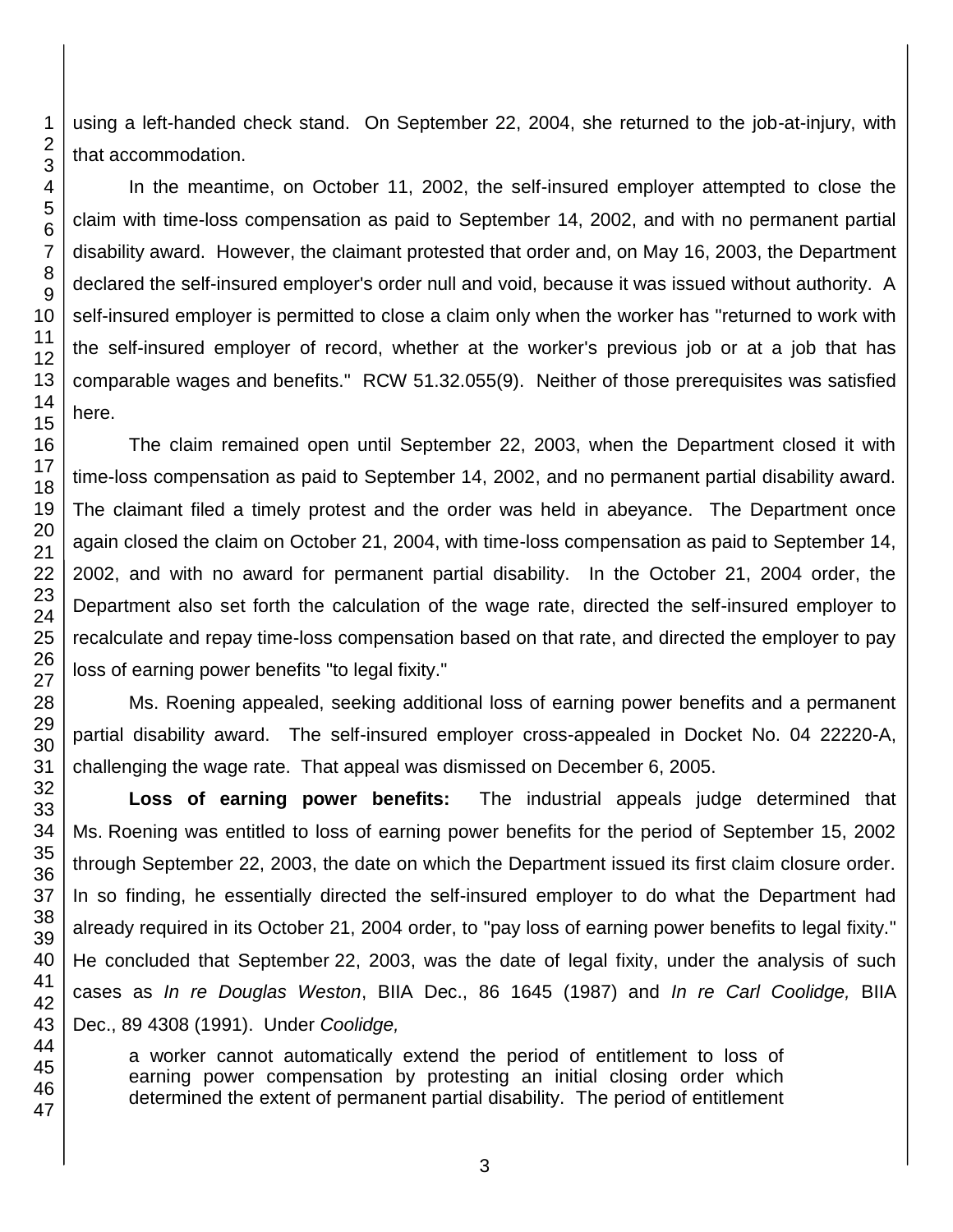using a left-handed check stand. On September 22, 2004, she returned to the job-at-injury, with that accommodation.

In the meantime, on October 11, 2002, the self-insured employer attempted to close the claim with time-loss compensation as paid to September 14, 2002, and with no permanent partial disability award. However, the claimant protested that order and, on May 16, 2003, the Department declared the self-insured employer's order null and void, because it was issued without authority. A self-insured employer is permitted to close a claim only when the worker has "returned to work with the self-insured employer of record, whether at the worker's previous job or at a job that has comparable wages and benefits." RCW 51.32.055(9). Neither of those prerequisites was satisfied here.

The claim remained open until September 22, 2003, when the Department closed it with time-loss compensation as paid to September 14, 2002, and no permanent partial disability award. The claimant filed a timely protest and the order was held in abeyance. The Department once again closed the claim on October 21, 2004, with time-loss compensation as paid to September 14, 2002, and with no award for permanent partial disability. In the October 21, 2004 order, the Department also set forth the calculation of the wage rate, directed the self-insured employer to recalculate and repay time-loss compensation based on that rate, and directed the employer to pay loss of earning power benefits "to legal fixity."

Ms. Roening appealed, seeking additional loss of earning power benefits and a permanent partial disability award. The self-insured employer cross-appealed in Docket No. 04 22220-A, challenging the wage rate. That appeal was dismissed on December 6, 2005.

**Loss of earning power benefits:** The industrial appeals judge determined that Ms. Roening was entitled to loss of earning power benefits for the period of September 15, 2002 through September 22, 2003, the date on which the Department issued its first claim closure order. In so finding, he essentially directed the self-insured employer to do what the Department had already required in its October 21, 2004 order, to "pay loss of earning power benefits to legal fixity." He concluded that September 22, 2003, was the date of legal fixity, under the analysis of such cases as *In re Douglas Weston*, BIIA Dec., 86 1645 (1987) and *In re Carl Coolidge,* BIIA Dec., 89 4308 (1991). Under *Coolidge,*

> a worker cannot automatically extend the period of entitlement to loss of earning power compensation by protesting an initial closing order which determined the extent of permanent partial disability. The period of entitlement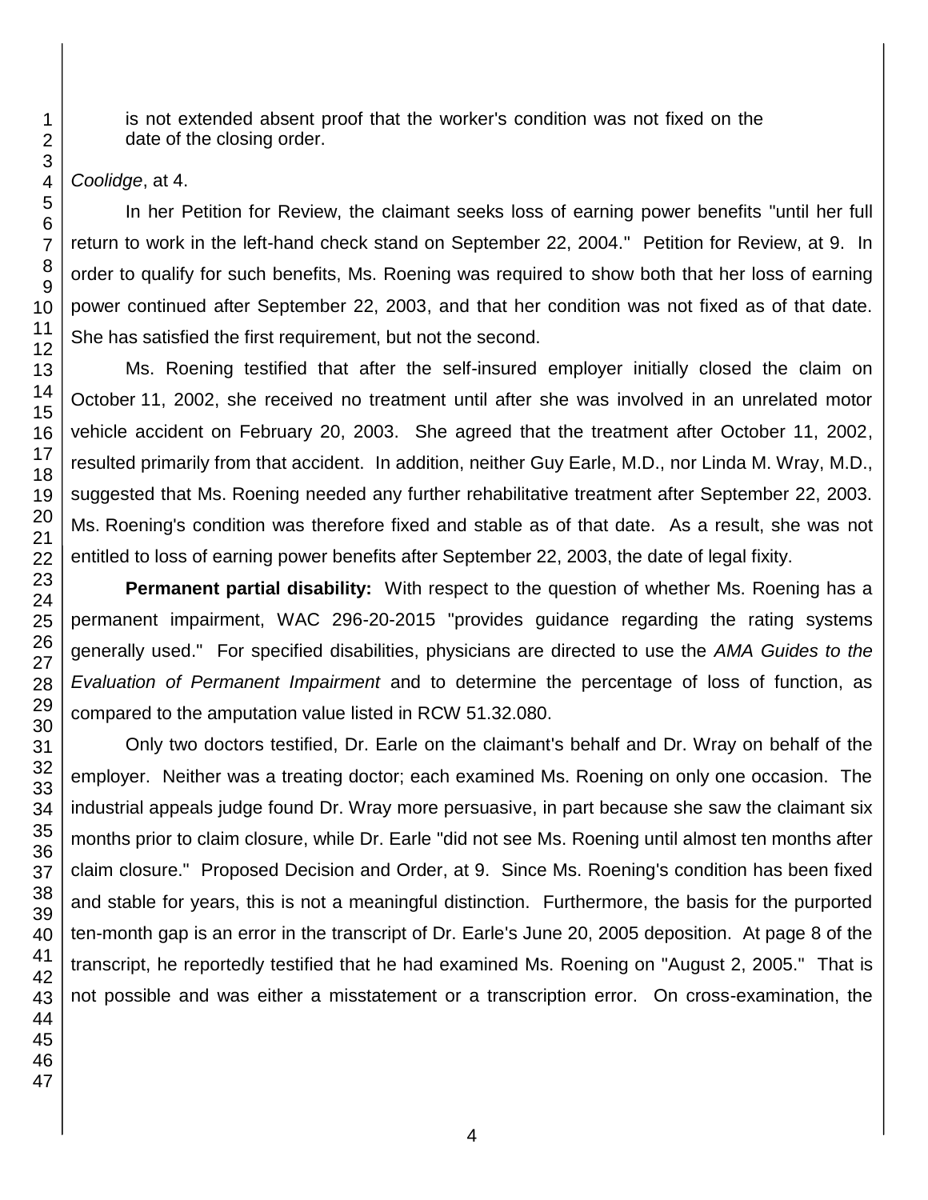is not extended absent proof that the worker's condition was not fixed on the date of the closing order.

*Coolidge*, at 4.

In her Petition for Review, the claimant seeks loss of earning power benefits "until her full return to work in the left-hand check stand on September 22, 2004." Petition for Review, at 9. In order to qualify for such benefits, Ms. Roening was required to show both that her loss of earning power continued after September 22, 2003, and that her condition was not fixed as of that date. She has satisfied the first requirement, but not the second.

Ms. Roening testified that after the self-insured employer initially closed the claim on October 11, 2002, she received no treatment until after she was involved in an unrelated motor vehicle accident on February 20, 2003. She agreed that the treatment after October 11, 2002, resulted primarily from that accident. In addition, neither Guy Earle, M.D., nor Linda M. Wray, M.D., suggested that Ms. Roening needed any further rehabilitative treatment after September 22, 2003. Ms. Roening's condition was therefore fixed and stable as of that date. As a result, she was not entitled to loss of earning power benefits after September 22, 2003, the date of legal fixity.

**Permanent partial disability:** With respect to the question of whether Ms. Roening has a permanent impairment, WAC 296-20-2015 "provides guidance regarding the rating systems generally used." For specified disabilities, physicians are directed to use the *AMA Guides to the Evaluation of Permanent Impairment* and to determine the percentage of loss of function, as compared to the amputation value listed in RCW 51.32.080.

Only two doctors testified, Dr. Earle on the claimant's behalf and Dr. Wray on behalf of the employer. Neither was a treating doctor; each examined Ms. Roening on only one occasion. The industrial appeals judge found Dr. Wray more persuasive, in part because she saw the claimant six months prior to claim closure, while Dr. Earle "did not see Ms. Roening until almost ten months after claim closure." Proposed Decision and Order, at 9. Since Ms. Roening's condition has been fixed and stable for years, this is not a meaningful distinction. Furthermore, the basis for the purported ten-month gap is an error in the transcript of Dr. Earle's June 20, 2005 deposition. At page 8 of the transcript, he reportedly testified that he had examined Ms. Roening on "August 2, 2005." That is not possible and was either a misstatement or a transcription error. On cross-examination, the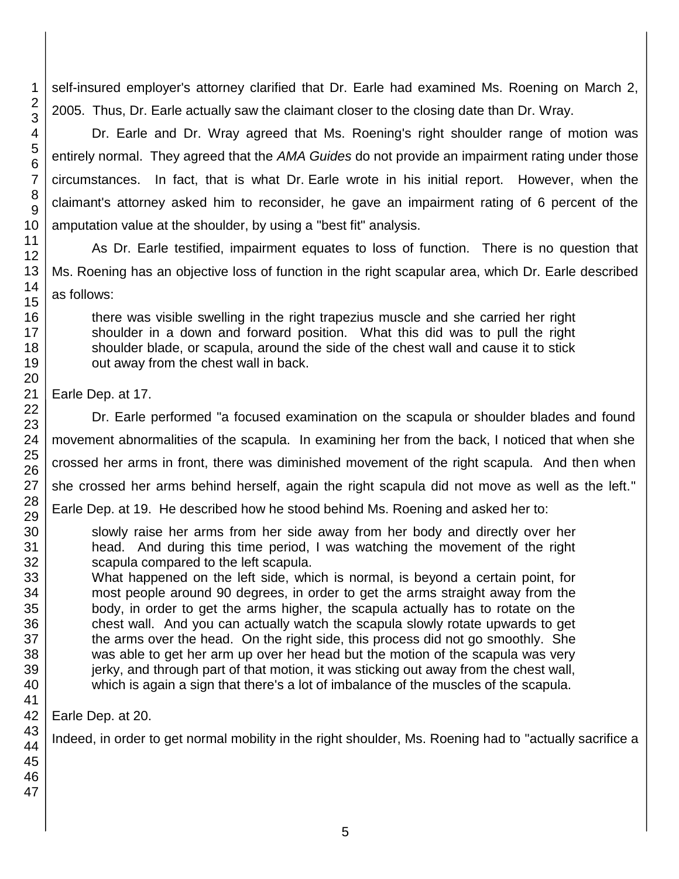self-insured employer's attorney clarified that Dr. Earle had examined Ms. Roening on March 2, 2005. Thus, Dr. Earle actually saw the claimant closer to the closing date than Dr. Wray.

Dr. Earle and Dr. Wray agreed that Ms. Roening's right shoulder range of motion was entirely normal. They agreed that the *AMA Guides* do not provide an impairment rating under those circumstances. In fact, that is what Dr. Earle wrote in his initial report. However, when the claimant's attorney asked him to reconsider, he gave an impairment rating of 6 percent of the amputation value at the shoulder, by using a "best fit" analysis.

As Dr. Earle testified, impairment equates to loss of function. There is no question that Ms. Roening has an objective loss of function in the right scapular area, which Dr. Earle described as follows:

> there was visible swelling in the right trapezius muscle and she carried her right shoulder in a down and forward position. What this did was to pull the right shoulder blade, or scapula, around the side of the chest wall and cause it to stick out away from the chest wall in back.

Earle Dep. at 17.

Dr. Earle performed "a focused examination on the scapula or shoulder blades and found movement abnormalities of the scapula. In examining her from the back, I noticed that when she crossed her arms in front, there was diminished movement of the right scapula. And then when she crossed her arms behind herself, again the right scapula did not move as well as the left." Earle Dep. at 19. He described how he stood behind Ms. Roening and asked her to:

> slowly raise her arms from her side away from her body and directly over her head. And during this time period, I was watching the movement of the right scapula compared to the left scapula.
>
> What happened on the left side, which is normal, is beyond a certain point, for most people around 90 degrees, in order to get the arms straight away from the body, in order to get the arms higher, the scapula actually has to rotate on the chest wall. And you can actually watch the scapula slowly rotate upwards to get the arms over the head. On the right side, this process did not go smoothly. She was able to get her arm up over her head but the motion of the scapula was very jerky, and through part of that motion, it was sticking out away from the chest wall, which is again a sign that there's a lot of imbalance of the muscles of the scapula.

Earle Dep. at 20.

Indeed, in order to get normal mobility in the right shoulder, Ms. Roening had to "actually sacrifice a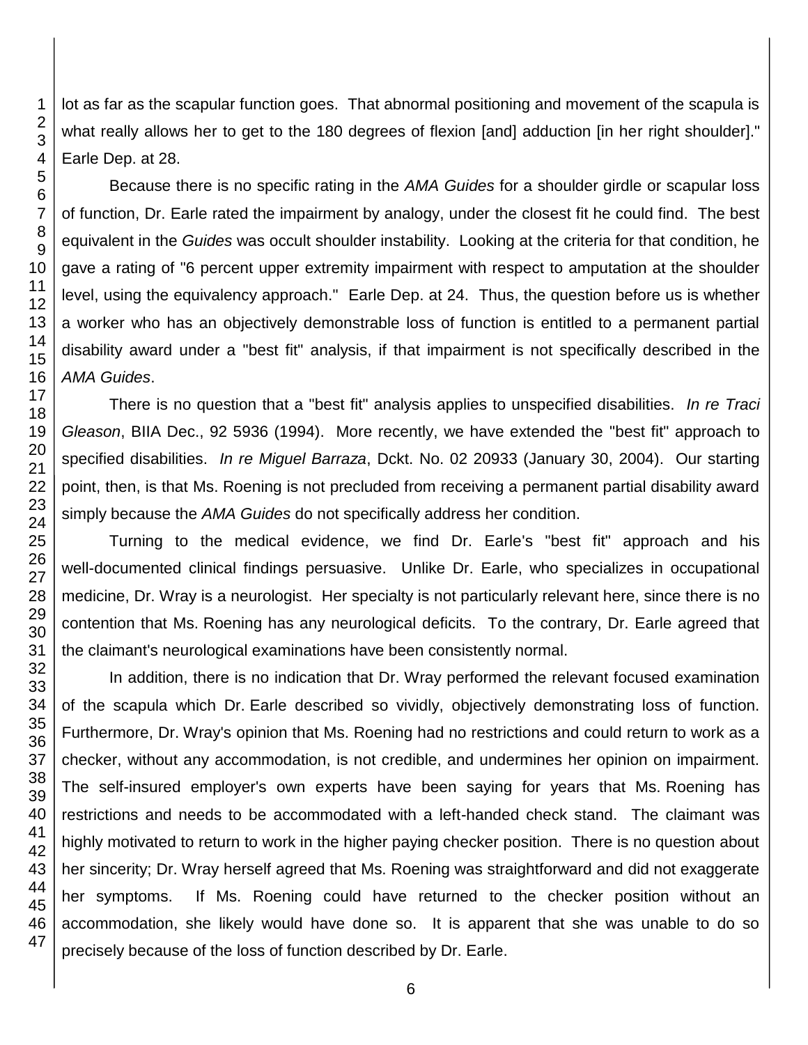lot as far as the scapular function goes. That abnormal positioning and movement of the scapula is what really allows her to get to the 180 degrees of flexion [and] adduction [in her right shoulder]." Earle Dep. at 28.

Because there is no specific rating in the *AMA Guides* for a shoulder girdle or scapular loss of function, Dr. Earle rated the impairment by analogy, under the closest fit he could find. The best equivalent in the *Guides* was occult shoulder instability. Looking at the criteria for that condition, he gave a rating of "6 percent upper extremity impairment with respect to amputation at the shoulder level, using the equivalency approach." Earle Dep. at 24. Thus, the question before us is whether a worker who has an objectively demonstrable loss of function is entitled to a permanent partial disability award under a "best fit" analysis, if that impairment is not specifically described in the *AMA Guides*.

There is no question that a "best fit" analysis applies to unspecified disabilities. *In re Traci Gleason*, BIIA Dec., 92 5936 (1994). More recently, we have extended the "best fit" approach to specified disabilities. *In re Miguel Barraza*, Dckt. No. 02 20933 (January 30, 2004). Our starting point, then, is that Ms. Roening is not precluded from receiving a permanent partial disability award simply because the *AMA Guides* do not specifically address her condition.

Turning to the medical evidence, we find Dr. Earle's "best fit" approach and his well-documented clinical findings persuasive. Unlike Dr. Earle, who specializes in occupational medicine, Dr. Wray is a neurologist. Her specialty is not particularly relevant here, since there is no contention that Ms. Roening has any neurological deficits. To the contrary, Dr. Earle agreed that the claimant's neurological examinations have been consistently normal.

In addition, there is no indication that Dr. Wray performed the relevant focused examination of the scapula which Dr. Earle described so vividly, objectively demonstrating loss of function. Furthermore, Dr. Wray's opinion that Ms. Roening had no restrictions and could return to work as a checker, without any accommodation, is not credible, and undermines her opinion on impairment. The self-insured employer's own experts have been saying for years that Ms. Roening has restrictions and needs to be accommodated with a left-handed check stand. The claimant was highly motivated to return to work in the higher paying checker position. There is no question about her sincerity; Dr. Wray herself agreed that Ms. Roening was straightforward and did not exaggerate her symptoms. If Ms. Roening could have returned to the checker position without an accommodation, she likely would have done so. It is apparent that she was unable to do so precisely because of the loss of function described by Dr. Earle.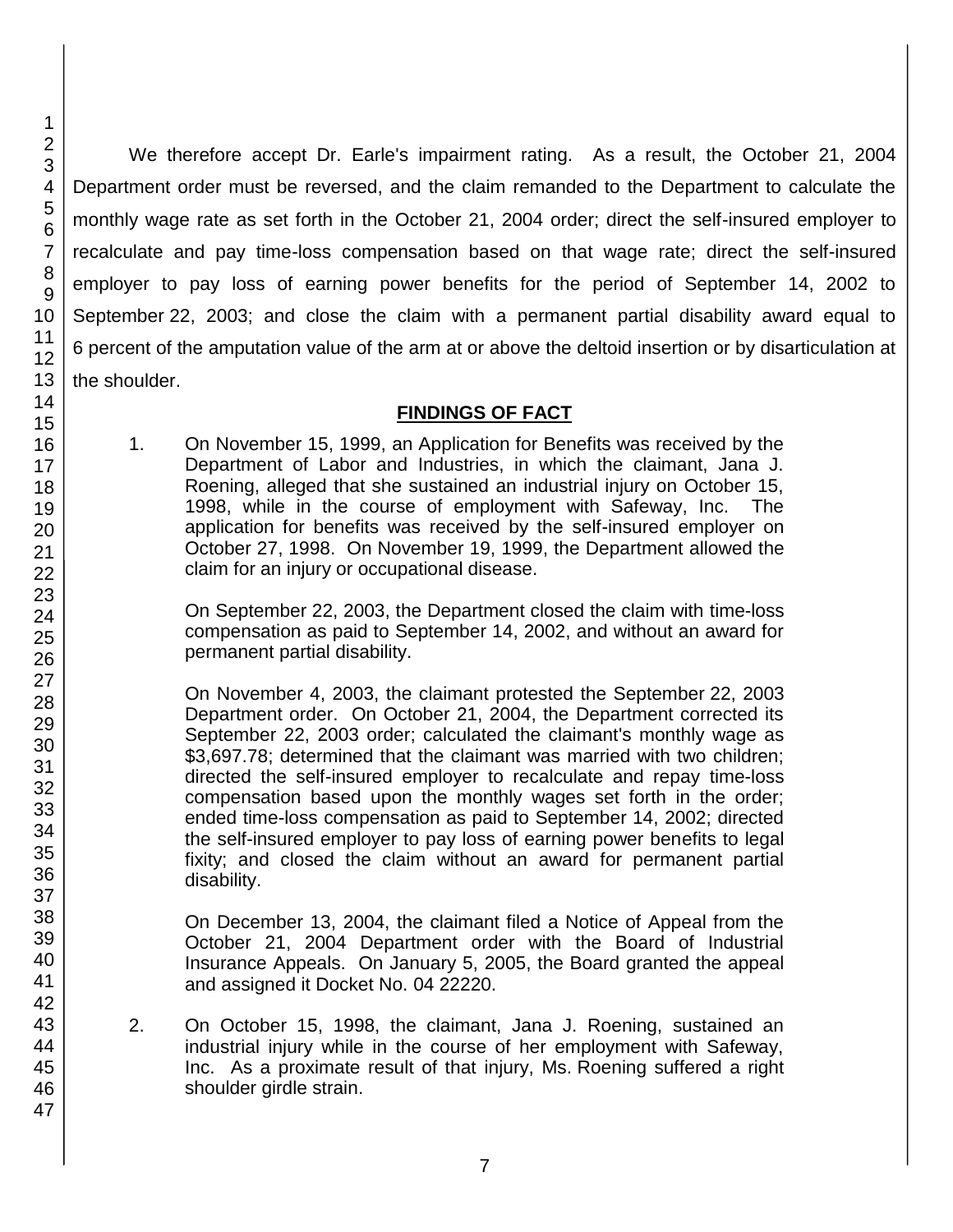We therefore accept Dr. Earle's impairment rating. As a result, the October 21, 2004 Department order must be reversed, and the claim remanded to the Department to calculate the monthly wage rate as set forth in the October 21, 2004 order; direct the self-insured employer to recalculate and pay time-loss compensation based on that wage rate; direct the self-insured employer to pay loss of earning power benefits for the period of September 14, 2002 to September 22, 2003; and close the claim with a permanent partial disability award equal to 6 percent of the amputation value of the arm at or above the deltoid insertion or by disarticulation at the shoulder.

## FINDINGS OF FACT

1. On November 15, 1999, an Application for Benefits was received by the Department of Labor and Industries, in which the claimant, Jana J. Roening, alleged that she sustained an industrial injury on October 15, 1998, while in the course of employment with Safeway, Inc. The application for benefits was received by the self-insured employer on October 27, 1998. On November 19, 1999, the Department allowed the claim for an injury or occupational disease.

   On September 22, 2003, the Department closed the claim with time-loss compensation as paid to September 14, 2002, and without an award for permanent partial disability.

   On November 4, 2003, the claimant protested the September 22, 2003 Department order. On October 21, 2004, the Department corrected its September 22, 2003 order; calculated the claimant's monthly wage as $3,697.78; determined that the claimant was married with two children; directed the self-insured employer to recalculate and repay time-loss compensation based upon the monthly wages set forth in the order; ended time-loss compensation as paid to September 14, 2002; directed the self-insured employer to pay loss of earning power benefits to legal fixity; and closed the claim without an award for permanent partial disability.

   On December 13, 2004, the claimant filed a Notice of Appeal from the October 21, 2004 Department order with the Board of Industrial Insurance Appeals. On January 5, 2005, the Board granted the appeal and assigned it Docket No. 04 22220.

2. On October 15, 1998, the claimant, Jana J. Roening, sustained an industrial injury while in the course of her employment with Safeway, Inc. As a proximate result of that injury, Ms. Roening suffered a right shoulder girdle strain.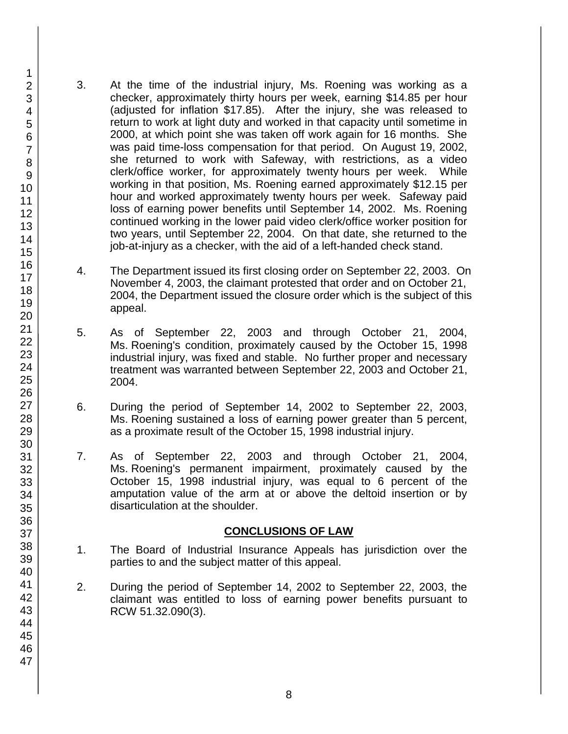3. At the time of the industrial injury, Ms. Roening was working as a checker, approximately thirty hours per week, earning $14.85 per hour (adjusted for inflation $17.85). After the injury, she was released to return to work at light duty and worked in that capacity until sometime in 2000, at which point she was taken off work again for 16 months. She was paid time-loss compensation for that period. On August 19, 2002, she returned to work with Safeway, with restrictions, as a video clerk/office worker, for approximately twenty hours per week. While working in that position, Ms. Roening earned approximately $12.15 per hour and worked approximately twenty hours per week. Safeway paid loss of earning power benefits until September 14, 2002. Ms. Roening continued working in the lower paid video clerk/office worker position for two years, until September 22, 2004. On that date, she returned to the job-at-injury as a checker, with the aid of a left-handed check stand.

4. The Department issued its first closing order on September 22, 2003. On November 4, 2003, the claimant protested that order and on October 21, 2004, the Department issued the closure order which is the subject of this appeal.

5. As of September 22, 2003 and through October 21, 2004, Ms. Roening's condition, proximately caused by the October 15, 1998 industrial injury, was fixed and stable. No further proper and necessary treatment was warranted between September 22, 2003 and October 21, 2004.

6. During the period of September 14, 2002 to September 22, 2003, Ms. Roening sustained a loss of earning power greater than 5 percent, as a proximate result of the October 15, 1998 industrial injury.

7. As of September 22, 2003 and through October 21, 2004, Ms. Roening's permanent impairment, proximately caused by the October 15, 1998 industrial injury, was equal to 6 percent of the amputation value of the arm at or above the deltoid insertion or by disarticulation at the shoulder.

## CONCLUSIONS OF LAW

1. The Board of Industrial Insurance Appeals has jurisdiction over the parties to and the subject matter of this appeal.

2. During the period of September 14, 2002 to September 22, 2003, the claimant was entitled to loss of earning power benefits pursuant to RCW 51.32.090(3).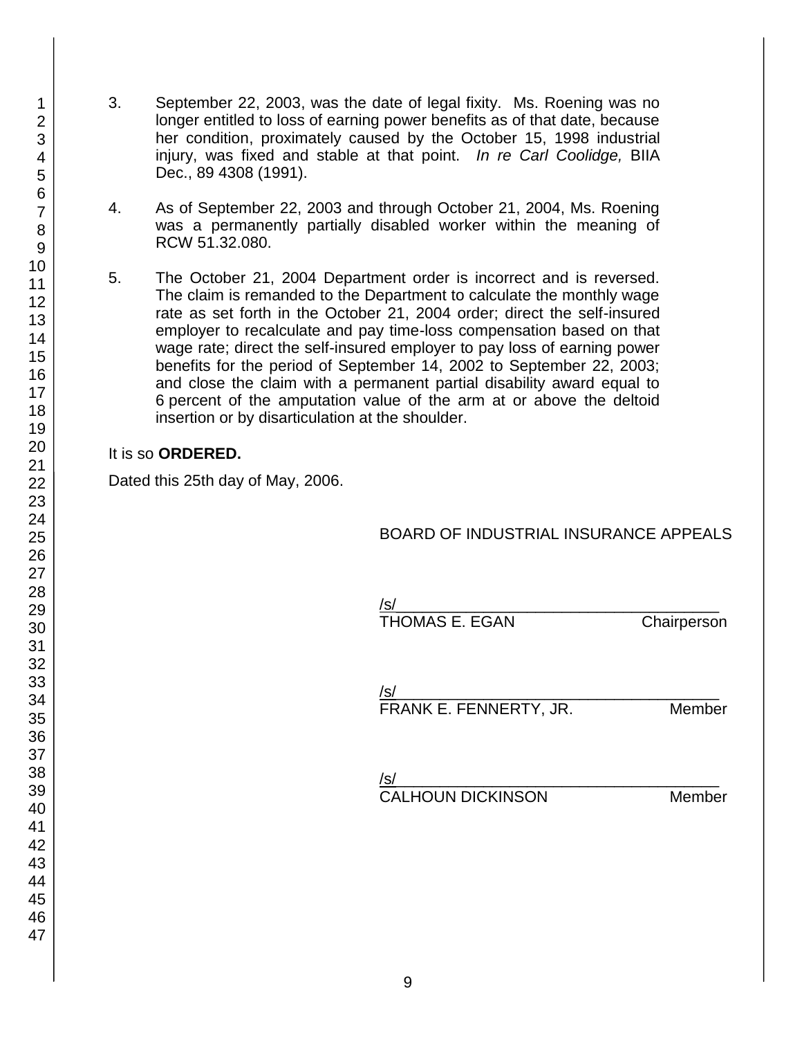3. September 22, 2003, was the date of legal fixity. Ms. Roening was no longer entitled to loss of earning power benefits as of that date, because her condition, proximately caused by the October 15, 1998 industrial injury, was fixed and stable at that point. *In re Carl Coolidge,* BIIA Dec., 89 4308 (1991).

4. As of September 22, 2003 and through October 21, 2004, Ms. Roening was a permanently partially disabled worker within the meaning of RCW 51.32.080.

5. The October 21, 2004 Department order is incorrect and is reversed. The claim is remanded to the Department to calculate the monthly wage rate as set forth in the October 21, 2004 order; direct the self-insured employer to recalculate and pay time-loss compensation based on that wage rate; direct the self-insured employer to pay loss of earning power benefits for the period of September 14, 2002 to September 22, 2003; and close the claim with a permanent partial disability award equal to 6 percent of the amputation value of the arm at or above the deltoid insertion or by disarticulation at the shoulder.

It is so **ORDERED.**

Dated this 25th day of May, 2006.

BOARD OF INDUSTRIAL INSURANCE APPEALS

/s/
THOMAS E. EGAN Chairperson

/s/
FRANK E. FENNERTY, JR. Member

/s/
CALHOUN DICKINSON Member